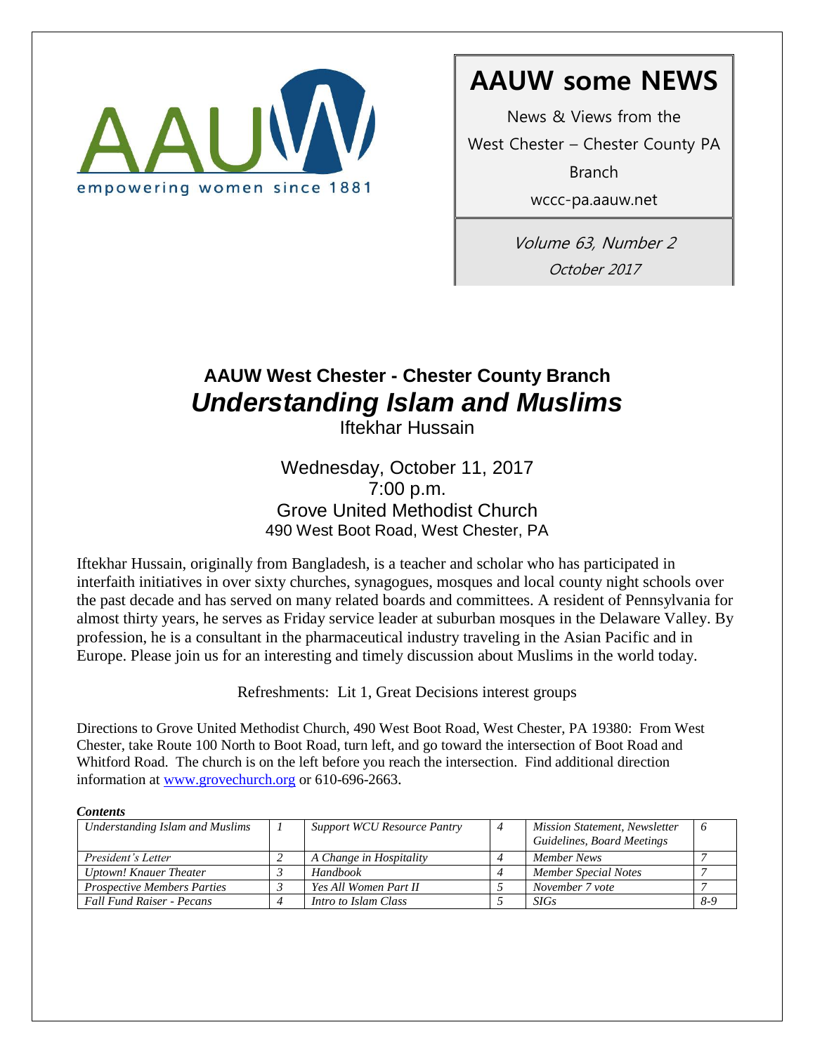AAUW
empowering women since 1881

# AAUW some NEWS

News & Views from the
West Chester – Chester County PA
Branch
wccc-pa.aauw.net

*Volume 63, Number 2*
*October 2017*

## AAUW West Chester - Chester County Branch

# *Understanding Islam and Muslims*

Iftekhar Hussain

Wednesday, October 11, 2017
7:00 p.m.
Grove United Methodist Church
490 West Boot Road, West Chester, PA

Iftekhar Hussain, originally from Bangladesh, is a teacher and scholar who has participated in interfaith initiatives in over sixty churches, synagogues, mosques and local county night schools over the past decade and has served on many related boards and committees. A resident of Pennsylvania for almost thirty years, he serves as Friday service leader at suburban mosques in the Delaware Valley. By profession, he is a consultant in the pharmaceutical industry traveling in the Asian Pacific and in Europe. Please join us for an interesting and timely discussion about Muslims in the world today.

Refreshments: Lit 1, Great Decisions interest groups

Directions to Grove United Methodist Church, 490 West Boot Road, West Chester, PA 19380: From West Chester, take Route 100 North to Boot Road, turn left, and go toward the intersection of Boot Road and Whitford Road. The church is on the left before you reach the intersection. Find additional direction information at www.grovechurch.org or 610-696-2663.

***Contents***

| | | | | | |
|---|---|---|---|---|---|
| *Understanding Islam and Muslims* | *1* | *Support WCU Resource Pantry* | *4* | *Mission Statement, Newsletter Guidelines, Board Meetings* | *6* |
| *President's Letter* | *2* | *A Change in Hospitality* | *4* | *Member News* | *7* |
| *Uptown! Knauer Theater* | *3* | *Handbook* | *4* | *Member Special Notes* | *7* |
| *Prospective Members Parties* | *3* | *Yes All Women Part II* | *5* | *November 7 vote* | *7* |
| *Fall Fund Raiser - Pecans* | *4* | *Intro to Islam Class* | *5* | *SIGs* | *8-9* |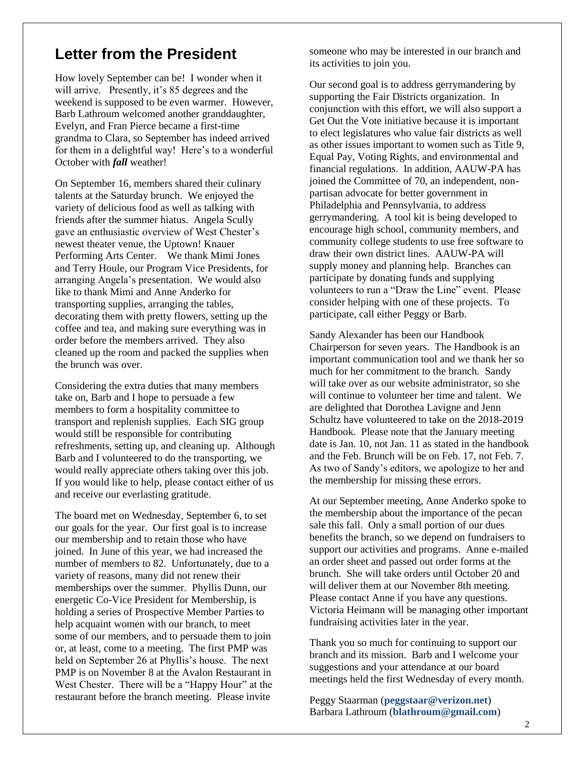## Letter from the President

How lovely September can be! I wonder when it will arrive. Presently, it's 85 degrees and the weekend is supposed to be even warmer. However, Barb Lathroum welcomed another granddaughter, Evelyn, and Fran Pierce became a first-time grandma to Clara, so September has indeed arrived for them in a delightful way! Here's to a wonderful October with ***fall*** weather!

On September 16, members shared their culinary talents at the Saturday brunch. We enjoyed the variety of delicious food as well as talking with friends after the summer hiatus. Angela Scully gave an enthusiastic overview of West Chester's newest theater venue, the Uptown! Knauer Performing Arts Center. We thank Mimi Jones and Terry Houle, our Program Vice Presidents, for arranging Angela's presentation. We would also like to thank Mimi and Anne Anderko for transporting supplies, arranging the tables, decorating them with pretty flowers, setting up the coffee and tea, and making sure everything was in order before the members arrived. They also cleaned up the room and packed the supplies when the brunch was over.

Considering the extra duties that many members take on, Barb and I hope to persuade a few members to form a hospitality committee to transport and replenish supplies. Each SIG group would still be responsible for contributing refreshments, setting up, and cleaning up. Although Barb and I volunteered to do the transporting, we would really appreciate others taking over this job. If you would like to help, please contact either of us and receive our everlasting gratitude.

The board met on Wednesday, September 6, to set our goals for the year. Our first goal is to increase our membership and to retain those who have joined. In June of this year, we had increased the number of members to 82. Unfortunately, due to a variety of reasons, many did not renew their memberships over the summer. Phyllis Dunn, our energetic Co-Vice President for Membership, is holding a series of Prospective Member Parties to help acquaint women with our branch, to meet some of our members, and to persuade them to join or, at least, come to a meeting. The first PMP was held on September 26 at Phyllis's house. The next PMP is on November 8 at the Avalon Restaurant in West Chester. There will be a "Happy Hour" at the restaurant before the branch meeting. Please invite someone who may be interested in our branch and its activities to join you.

Our second goal is to address gerrymandering by supporting the Fair Districts organization. In conjunction with this effort, we will also support a Get Out the Vote initiative because it is important to elect legislatures who value fair districts as well as other issues important to women such as Title 9, Equal Pay, Voting Rights, and environmental and financial regulations. In addition, AAUW-PA has joined the Committee of 70, an independent, non-partisan advocate for better government in Philadelphia and Pennsylvania, to address gerrymandering. A tool kit is being developed to encourage high school, community members, and community college students to use free software to draw their own district lines. AAUW-PA will supply money and planning help. Branches can participate by donating funds and supplying volunteers to run a "Draw the Line" event. Please consider helping with one of these projects. To participate, call either Peggy or Barb.

Sandy Alexander has been our Handbook Chairperson for seven years. The Handbook is an important communication tool and we thank her so much for her commitment to the branch. Sandy will take over as our website administrator, so she will continue to volunteer her time and talent. We are delighted that Dorothea Lavigne and Jenn Schultz have volunteered to take on the 2018-2019 Handbook. Please note that the January meeting date is Jan. 10, not Jan. 11 as stated in the handbook and the Feb. Brunch will be on Feb. 17, not Feb. 7. As two of Sandy's editors, we apologize to her and the membership for missing these errors.

At our September meeting, Anne Anderko spoke to the membership about the importance of the pecan sale this fall. Only a small portion of our dues benefits the branch, so we depend on fundraisers to support our activities and programs. Anne e-mailed an order sheet and passed out order forms at the brunch. She will take orders until October 20 and will deliver them at our November 8th meeting. Please contact Anne if you have any questions. Victoria Heimann will be managing other important fundraising activities later in the year.

Thank you so much for continuing to support our branch and its mission. Barb and I welcome your suggestions and your attendance at our board meetings held the first Wednesday of every month.

Peggy Staarman (**peggstaar@verizon.net**)
Barbara Lathroum (**blathroum@gmail.com**)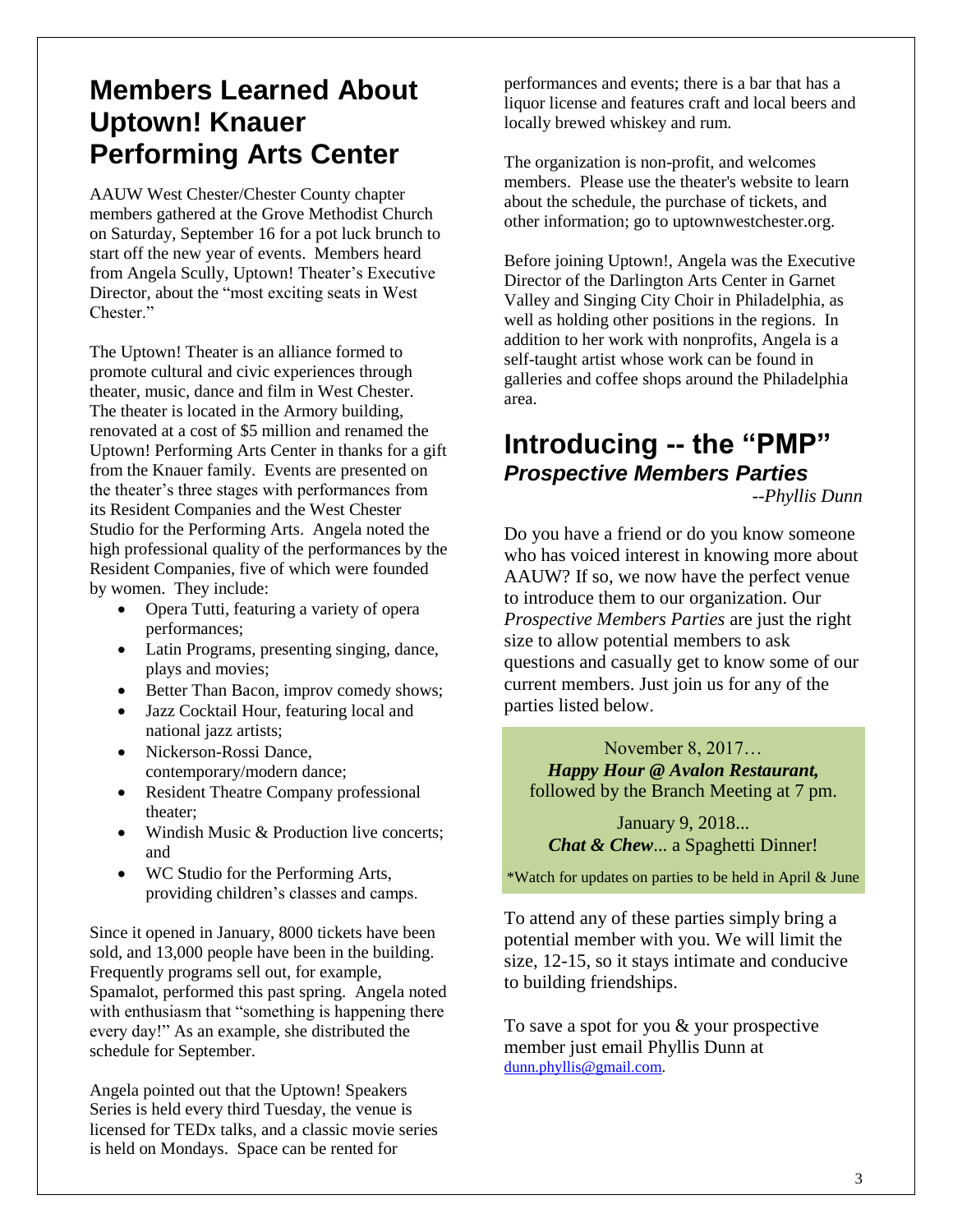## Members Learned About Uptown! Knauer Performing Arts Center

AAUW West Chester/Chester County chapter members gathered at the Grove Methodist Church on Saturday, September 16 for a pot luck brunch to start off the new year of events. Members heard from Angela Scully, Uptown! Theater's Executive Director, about the "most exciting seats in West Chester."

The Uptown! Theater is an alliance formed to promote cultural and civic experiences through theater, music, dance and film in West Chester. The theater is located in the Armory building, renovated at a cost of $5 million and renamed the Uptown! Performing Arts Center in thanks for a gift from the Knauer family. Events are presented on the theater's three stages with performances from its Resident Companies and the West Chester Studio for the Performing Arts. Angela noted the high professional quality of the performances by the Resident Companies, five of which were founded by women. They include:

- Opera Tutti, featuring a variety of opera performances;
- Latin Programs, presenting singing, dance, plays and movies;
- Better Than Bacon, improv comedy shows;
- Jazz Cocktail Hour, featuring local and national jazz artists;
- Nickerson-Rossi Dance, contemporary/modern dance;
- Resident Theatre Company professional theater;
- Windish Music & Production live concerts; and
- WC Studio for the Performing Arts, providing children's classes and camps.

Since it opened in January, 8000 tickets have been sold, and 13,000 people have been in the building. Frequently programs sell out, for example, Spamalot, performed this past spring. Angela noted with enthusiasm that "something is happening there every day!" As an example, she distributed the schedule for September.

Angela pointed out that the Uptown! Speakers Series is held every third Tuesday, the venue is licensed for TEDx talks, and a classic movie series is held on Mondays. Space can be rented for performances and events; there is a bar that has a liquor license and features craft and local beers and locally brewed whiskey and rum.

The organization is non-profit, and welcomes members. Please use the theater's website to learn about the schedule, the purchase of tickets, and other information; go to uptownwestchester.org.

Before joining Uptown!, Angela was the Executive Director of the Darlington Arts Center in Garnet Valley and Singing City Choir in Philadelphia, as well as holding other positions in the regions. In addition to her work with nonprofits, Angela is a self-taught artist whose work can be found in galleries and coffee shops around the Philadelphia area.

## Introducing -- the "PMP"
### *Prospective Members Parties*

*--Phyllis Dunn*

Do you have a friend or do you know someone who has voiced interest in knowing more about AAUW? If so, we now have the perfect venue to introduce them to our organization. Our *Prospective Members Parties* are just the right size to allow potential members to ask questions and casually get to know some of our current members. Just join us for any of the parties listed below.

November 8, 2017…
***Happy Hour @ Avalon Restaurant,***
followed by the Branch Meeting at 7 pm.

January 9, 2018...
***Chat & Chew***... a Spaghetti Dinner!

*Watch for updates on parties to be held in April & June

To attend any of these parties simply bring a potential member with you. We will limit the size, 12-15, so it stays intimate and conducive to building friendships.

To save a spot for you & your prospective member just email Phyllis Dunn at dunn.phyllis@gmail.com.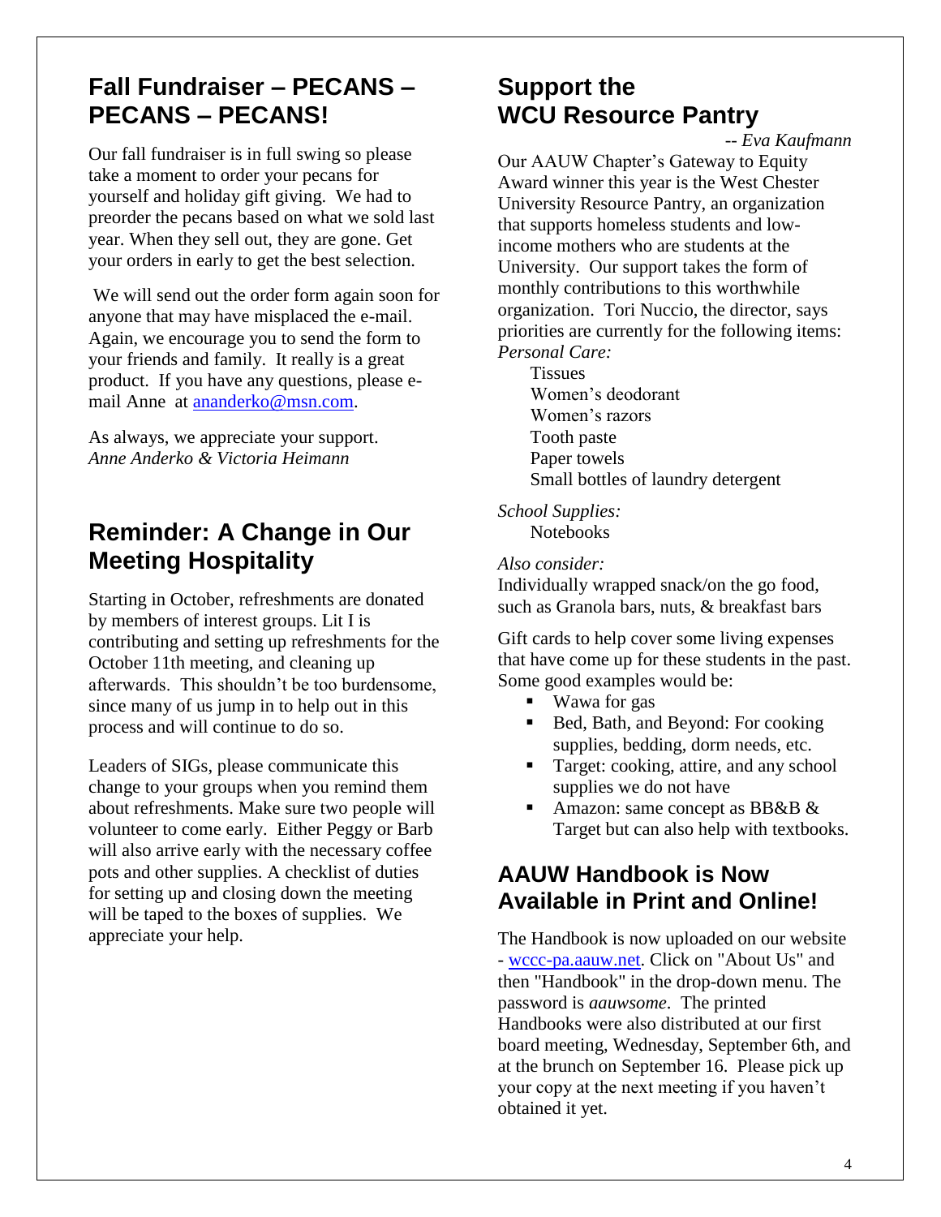## Fall Fundraiser – PECANS – PECANS – PECANS!

Our fall fundraiser is in full swing so please take a moment to order your pecans for yourself and holiday gift giving. We had to preorder the pecans based on what we sold last year. When they sell out, they are gone. Get your orders in early to get the best selection.

We will send out the order form again soon for anyone that may have misplaced the e-mail. Again, we encourage you to send the form to your friends and family. It really is a great product. If you have any questions, please e-mail Anne at ananderko@msn.com.

As always, we appreciate your support.
*Anne Anderko & Victoria Heimann*

## Reminder: A Change in Our Meeting Hospitality

Starting in October, refreshments are donated by members of interest groups. Lit I is contributing and setting up refreshments for the October 11th meeting, and cleaning up afterwards. This shouldn't be too burdensome, since many of us jump in to help out in this process and will continue to do so.

Leaders of SIGs, please communicate this change to your groups when you remind them about refreshments. Make sure two people will volunteer to come early. Either Peggy or Barb will also arrive early with the necessary coffee pots and other supplies. A checklist of duties for setting up and closing down the meeting will be taped to the boxes of supplies. We appreciate your help.

## Support the WCU Resource Pantry

*-- Eva Kaufmann*

Our AAUW Chapter's Gateway to Equity Award winner this year is the West Chester University Resource Pantry, an organization that supports homeless students and low-income mothers who are students at the University. Our support takes the form of monthly contributions to this worthwhile organization. Tori Nuccio, the director, says priorities are currently for the following items:

*Personal Care:*

Tissues
Women's deodorant
Women's razors
Tooth paste
Paper towels
Small bottles of laundry detergent

*School Supplies:*

Notebooks

*Also consider:*

Individually wrapped snack/on the go food, such as Granola bars, nuts, & breakfast bars

Gift cards to help cover some living expenses that have come up for these students in the past. Some good examples would be:

- Wawa for gas
- Bed, Bath, and Beyond: For cooking supplies, bedding, dorm needs, etc.
- Target: cooking, attire, and any school supplies we do not have
- Amazon: same concept as BB&B & Target but can also help with textbooks.

## AAUW Handbook is Now Available in Print and Online!

The Handbook is now uploaded on our website - wccc-pa.aauw.net. Click on "About Us" and then "Handbook" in the drop-down menu. The password is *aauwsome*. The printed Handbooks were also distributed at our first board meeting, Wednesday, September 6th, and at the brunch on September 16. Please pick up your copy at the next meeting if you haven't obtained it yet.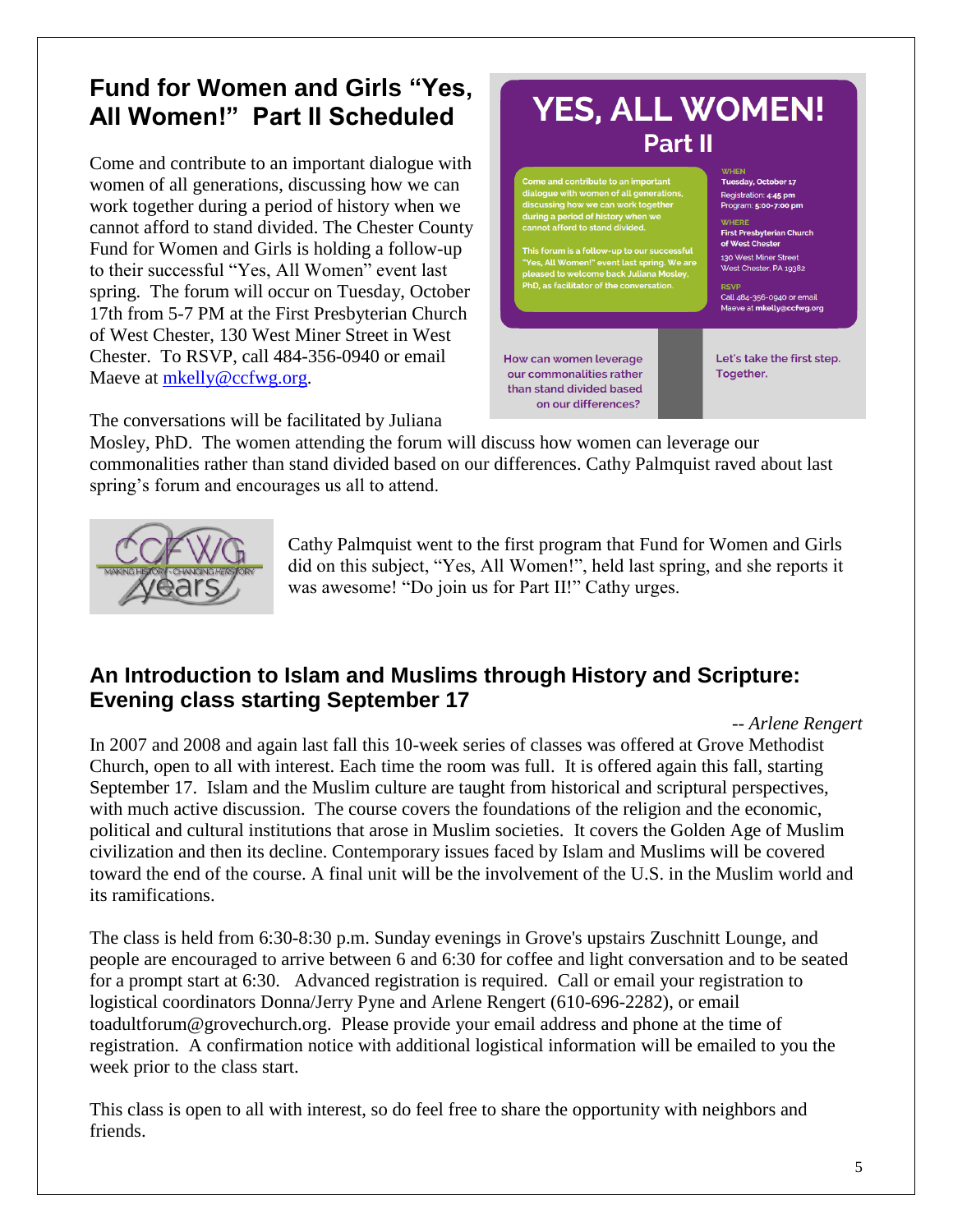## Fund for Women and Girls "Yes, All Women!" Part II Scheduled

Come and contribute to an important dialogue with women of all generations, discussing how we can work together during a period of history when we cannot afford to stand divided. The Chester County Fund for Women and Girls is holding a follow-up to their successful "Yes, All Women" event last spring. The forum will occur on Tuesday, October 17th from 5-7 PM at the First Presbyterian Church of West Chester, 130 West Miner Street in West Chester. To RSVP, call 484-356-0940 or email Maeve at mkelly@ccfwg.org.

**YES, ALL WOMEN! Part II**

Come and contribute to an important dialogue with women of all generations, discussing how we can work together during a period of history when we cannot afford to stand divided.

This forum is a follow-up to our successful "Yes, All Women!" event last spring. We are pleased to welcome back Juliana Mosley, PhD, as facilitator of the conversation.

WHEN
Tuesday, October 17
Registration: 4:45 pm
Program: 5:00-7:00 pm

WHERE
First Presbyterian Church of West Chester
130 West Miner Street
West Chester, PA 19382

RSVP
Call 484-356-0940 or email Maeve at mkelly@ccfwg.org

How can women leverage our commonalities rather than stand divided based on our differences?

Let's take the first step. Together.

The conversations will be facilitated by Juliana Mosley, PhD. The women attending the forum will discuss how women can leverage our commonalities rather than stand divided based on our differences. Cathy Palmquist raved about last spring's forum and encourages us all to attend.

CCFWG MAKING HISTORY • CHANGING HERSTORY 20 years

Cathy Palmquist went to the first program that Fund for Women and Girls did on this subject, "Yes, All Women!", held last spring, and she reports it was awesome! "Do join us for Part II!" Cathy urges.

## An Introduction to Islam and Muslims through History and Scripture: Evening class starting September 17

*-- Arlene Rengert*

In 2007 and 2008 and again last fall this 10-week series of classes was offered at Grove Methodist Church, open to all with interest. Each time the room was full. It is offered again this fall, starting September 17. Islam and the Muslim culture are taught from historical and scriptural perspectives, with much active discussion. The course covers the foundations of the religion and the economic, political and cultural institutions that arose in Muslim societies. It covers the Golden Age of Muslim civilization and then its decline. Contemporary issues faced by Islam and Muslims will be covered toward the end of the course. A final unit will be the involvement of the U.S. in the Muslim world and its ramifications.

The class is held from 6:30-8:30 p.m. Sunday evenings in Grove's upstairs Zuschnitt Lounge, and people are encouraged to arrive between 6 and 6:30 for coffee and light conversation and to be seated for a prompt start at 6:30. Advanced registration is required. Call or email your registration to logistical coordinators Donna/Jerry Pyne and Arlene Rengert (610-696-2282), or email toadultforum@grovechurch.org. Please provide your email address and phone at the time of registration. A confirmation notice with additional logistical information will be emailed to you the week prior to the class start.

This class is open to all with interest, so do feel free to share the opportunity with neighbors and friends.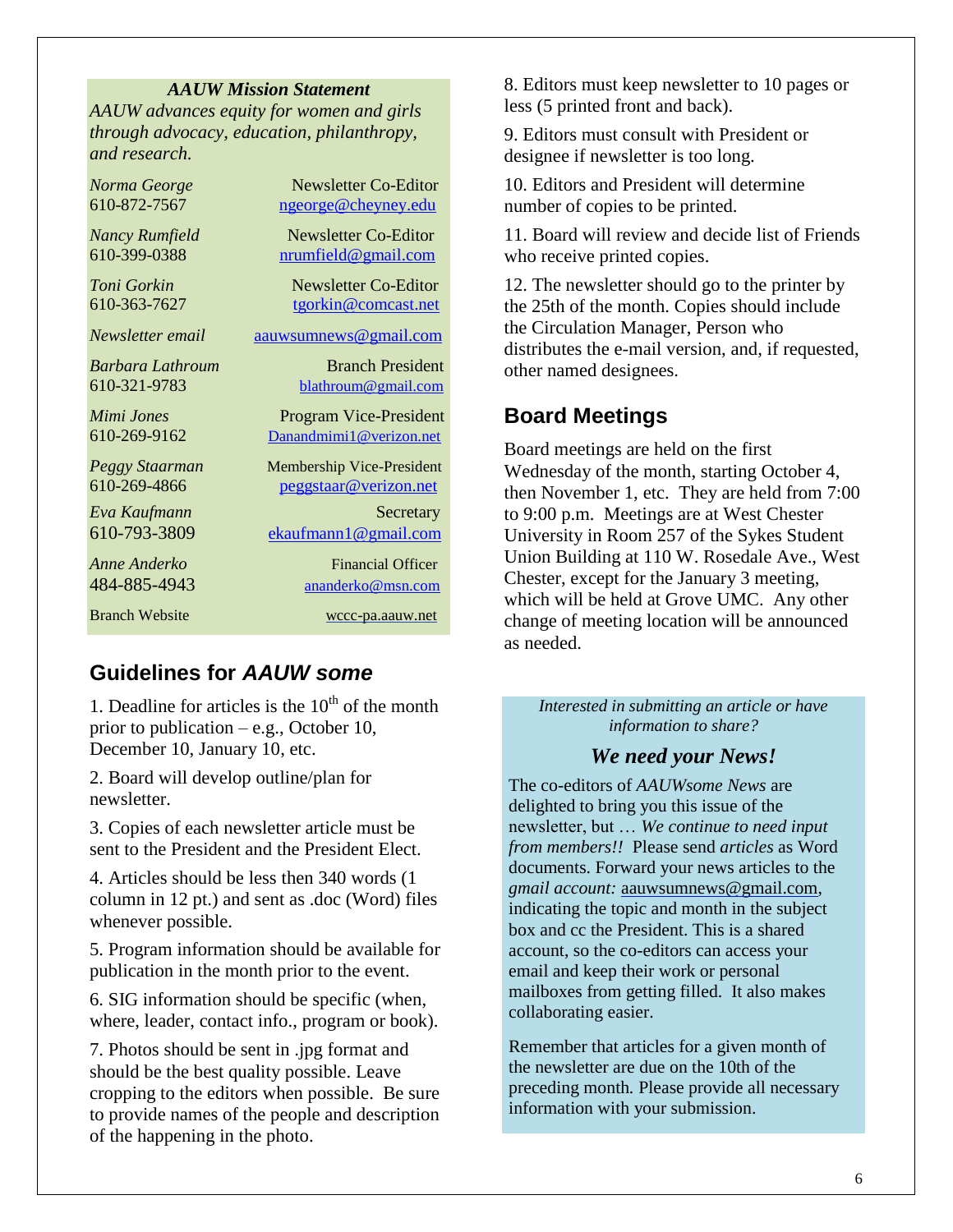***AAUW Mission Statement***

*AAUW advances equity for women and girls through advocacy, education, philanthropy, and research.*

| | |
|---|---|
| *Norma George* 610-872-7567 | Newsletter Co-Editor ngeorge@cheyney.edu |
| *Nancy Rumfield* 610-399-0388 | Newsletter Co-Editor nrumfield@gmail.com |
| *Toni Gorkin* 610-363-7627 | Newsletter Co-Editor tgorkin@comcast.net |
| *Newsletter email* | aauwsumnews@gmail.com |
| *Barbara Lathroum* 610-321-9783 | Branch President blathroum@gmail.com |
| *Mimi Jones* 610-269-9162 | Program Vice-President Danandmimi1@verizon.net |
| *Peggy Staarman* 610-269-4866 | Membership Vice-President peggstaar@verizon.net |
| *Eva Kaufmann* 610-793-3809 | Secretary ekaufmann1@gmail.com |
| *Anne Anderko* 484-885-4943 | Financial Officer ananderko@msn.com |
| Branch Website | wccc-pa.aauw.net |

## Guidelines for *AAUW some*

1. Deadline for articles is the 10th of the month prior to publication – e.g., October 10, December 10, January 10, etc.

2. Board will develop outline/plan for newsletter.

3. Copies of each newsletter article must be sent to the President and the President Elect.

4. Articles should be less then 340 words (1 column in 12 pt.) and sent as .doc (Word) files whenever possible.

5. Program information should be available for publication in the month prior to the event.

6. SIG information should be specific (when, where, leader, contact info., program or book).

7. Photos should be sent in .jpg format and should be the best quality possible. Leave cropping to the editors when possible. Be sure to provide names of the people and description of the happening in the photo.

8. Editors must keep newsletter to 10 pages or less (5 printed front and back).

9. Editors must consult with President or designee if newsletter is too long.

10. Editors and President will determine number of copies to be printed.

11. Board will review and decide list of Friends who receive printed copies.

12. The newsletter should go to the printer by the 25th of the month. Copies should include the Circulation Manager, Person who distributes the e-mail version, and, if requested, other named designees.

## Board Meetings

Board meetings are held on the first Wednesday of the month, starting October 4, then November 1, etc. They are held from 7:00 to 9:00 p.m. Meetings are at West Chester University in Room 257 of the Sykes Student Union Building at 110 W. Rosedale Ave., West Chester, except for the January 3 meeting, which will be held at Grove UMC. Any other change of meeting location will be announced as needed.

*Interested in submitting an article or have information to share?*

### *We need your News!*

The co-editors of *AAUWsome News* are delighted to bring you this issue of the newsletter, but … *We continue to need input from members!!* Please send *articles* as Word documents. Forward your news articles to the *gmail account:* aauwsumnews@gmail.com, indicating the topic and month in the subject box and cc the President. This is a shared account, so the co-editors can access your email and keep their work or personal mailboxes from getting filled. It also makes collaborating easier.

Remember that articles for a given month of the newsletter are due on the 10th of the preceding month. Please provide all necessary information with your submission.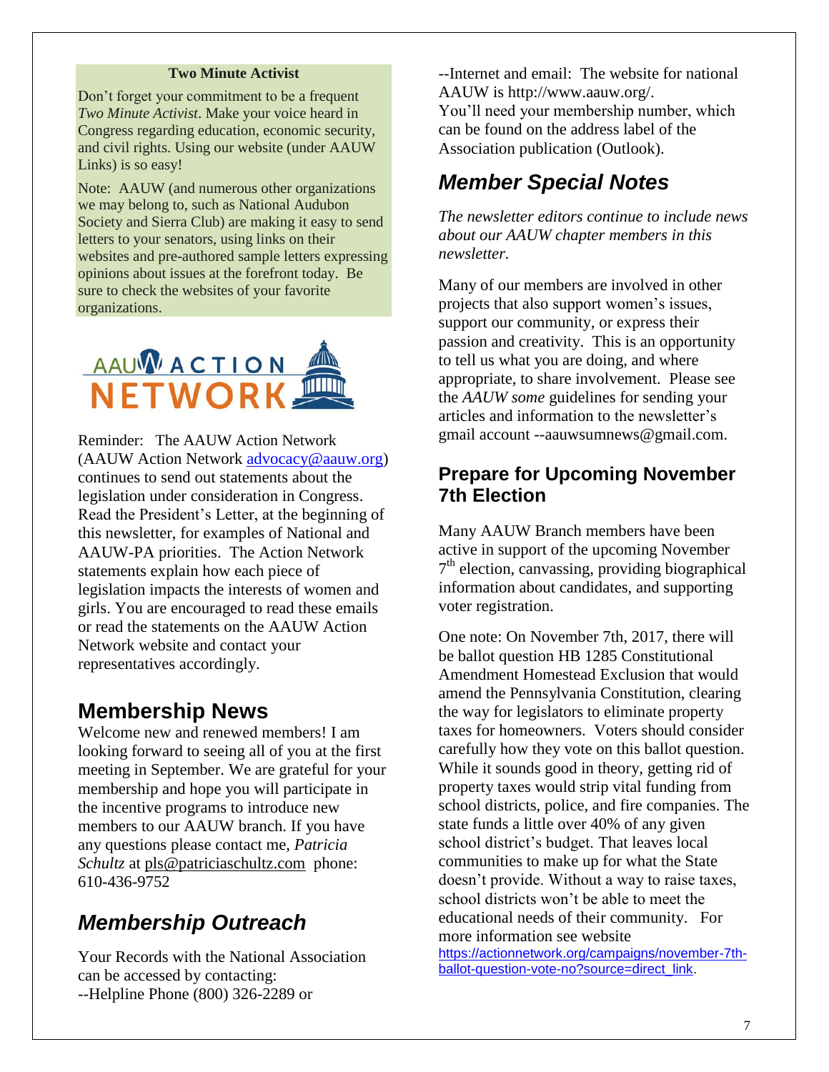**Two Minute Activist**

Don't forget your commitment to be a frequent *Two Minute Activist*. Make your voice heard in Congress regarding education, economic security, and civil rights. Using our website (under AAUW Links) is so easy!

Note: AAUW (and numerous other organizations we may belong to, such as National Audubon Society and Sierra Club) are making it easy to send letters to your senators, using links on their websites and pre-authored sample letters expressing opinions about issues at the forefront today. Be sure to check the websites of your favorite organizations.

AAUW ACTION NETWORK

Reminder: The AAUW Action Network (AAUW Action Network advocacy@aauw.org) continues to send out statements about the legislation under consideration in Congress. Read the President's Letter, at the beginning of this newsletter, for examples of National and AAUW-PA priorities. The Action Network statements explain how each piece of legislation impacts the interests of women and girls. You are encouraged to read these emails or read the statements on the AAUW Action Network website and contact your representatives accordingly.

## Membership News

Welcome new and renewed members! I am looking forward to seeing all of you at the first meeting in September. We are grateful for your membership and hope you will participate in the incentive programs to introduce new members to our AAUW branch. If you have any questions please contact me, *Patricia Schultz* at pls@patriciaschultz.com phone: 610-436-9752

## *Membership Outreach*

Your Records with the National Association can be accessed by contacting:
--Helpline Phone (800) 326-2289 or
--Internet and email: The website for national AAUW is http://www.aauw.org/.
You'll need your membership number, which can be found on the address label of the Association publication (Outlook).

## *Member Special Notes*

*The newsletter editors continue to include news about our AAUW chapter members in this newsletter.*

Many of our members are involved in other projects that also support women's issues, support our community, or express their passion and creativity. This is an opportunity to tell us what you are doing, and where appropriate, to share involvement. Please see the *AAUW some* guidelines for sending your articles and information to the newsletter's gmail account --aauwsumnews@gmail.com.

### Prepare for Upcoming November 7th Election

Many AAUW Branch members have been active in support of the upcoming November 7th election, canvassing, providing biographical information about candidates, and supporting voter registration.

One note: On November 7th, 2017, there will be ballot question HB 1285 Constitutional Amendment Homestead Exclusion that would amend the Pennsylvania Constitution, clearing the way for legislators to eliminate property taxes for homeowners. Voters should consider carefully how they vote on this ballot question. While it sounds good in theory, getting rid of property taxes would strip vital funding from school districts, police, and fire companies. The state funds a little over 40% of any given school district's budget. That leaves local communities to make up for what the State doesn't provide. Without a way to raise taxes, school districts won't be able to meet the educational needs of their community. For more information see website https://actionnetwork.org/campaigns/november-7th-ballot-question-vote-no?source=direct_link.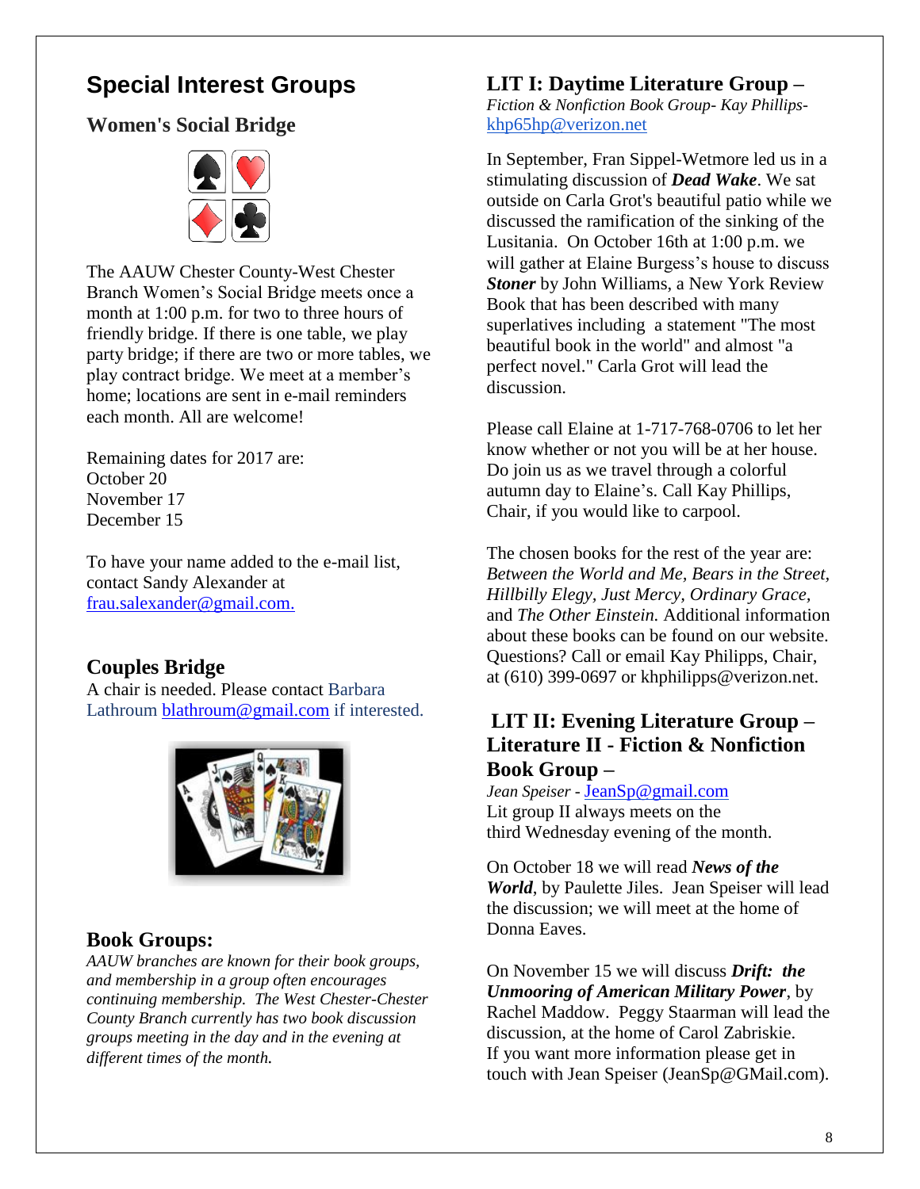# Special Interest Groups

## Women's Social Bridge

The AAUW Chester County-West Chester Branch Women's Social Bridge meets once a month at 1:00 p.m. for two to three hours of friendly bridge. If there is one table, we play party bridge; if there are two or more tables, we play contract bridge. We meet at a member's home; locations are sent in e-mail reminders each month. All are welcome!

Remaining dates for 2017 are:
October 20
November 17
December 15

To have your name added to the e-mail list, contact Sandy Alexander at frau.salexander@gmail.com.

## Couples Bridge

A chair is needed. Please contact Barbara Lathroum blathroum@gmail.com if interested.

## Book Groups:

*AAUW branches are known for their book groups, and membership in a group often encourages continuing membership. The West Chester-Chester County Branch currently has two book discussion groups meeting in the day and in the evening at different times of the month.*

## LIT I: Daytime Literature Group –

*Fiction & Nonfiction Book Group- Kay Phillips-* khp65hp@verizon.net

In September, Fran Sippel-Wetmore led us in a stimulating discussion of ***Dead Wake***. We sat outside on Carla Grot's beautiful patio while we discussed the ramification of the sinking of the Lusitania. On October 16th at 1:00 p.m. we will gather at Elaine Burgess's house to discuss ***Stoner*** by John Williams, a New York Review Book that has been described with many superlatives including a statement "The most beautiful book in the world" and almost "a perfect novel." Carla Grot will lead the discussion.

Please call Elaine at 1-717-768-0706 to let her know whether or not you will be at her house. Do join us as we travel through a colorful autumn day to Elaine's. Call Kay Phillips, Chair, if you would like to carpool.

The chosen books for the rest of the year are: *Between the World and Me, Bears in the Street, Hillbilly Elegy, Just Mercy, Ordinary Grace*, and *The Other Einstein.* Additional information about these books can be found on our website. Questions? Call or email Kay Philipps, Chair, at (610) 399-0697 or khphilipps@verizon.net.

## LIT II: Evening Literature Group – Literature II - Fiction & Nonfiction Book Group –

*Jean Speiser -* JeanSp@gmail.com
Lit group II always meets on the third Wednesday evening of the month.

On October 18 we will read ***News of the World***, by Paulette Jiles. Jean Speiser will lead the discussion; we will meet at the home of Donna Eaves.

On November 15 we will discuss ***Drift: the Unmooring of American Military Power***, by Rachel Maddow. Peggy Staarman will lead the discussion, at the home of Carol Zabriskie.
If you want more information please get in touch with Jean Speiser (JeanSp@GMail.com).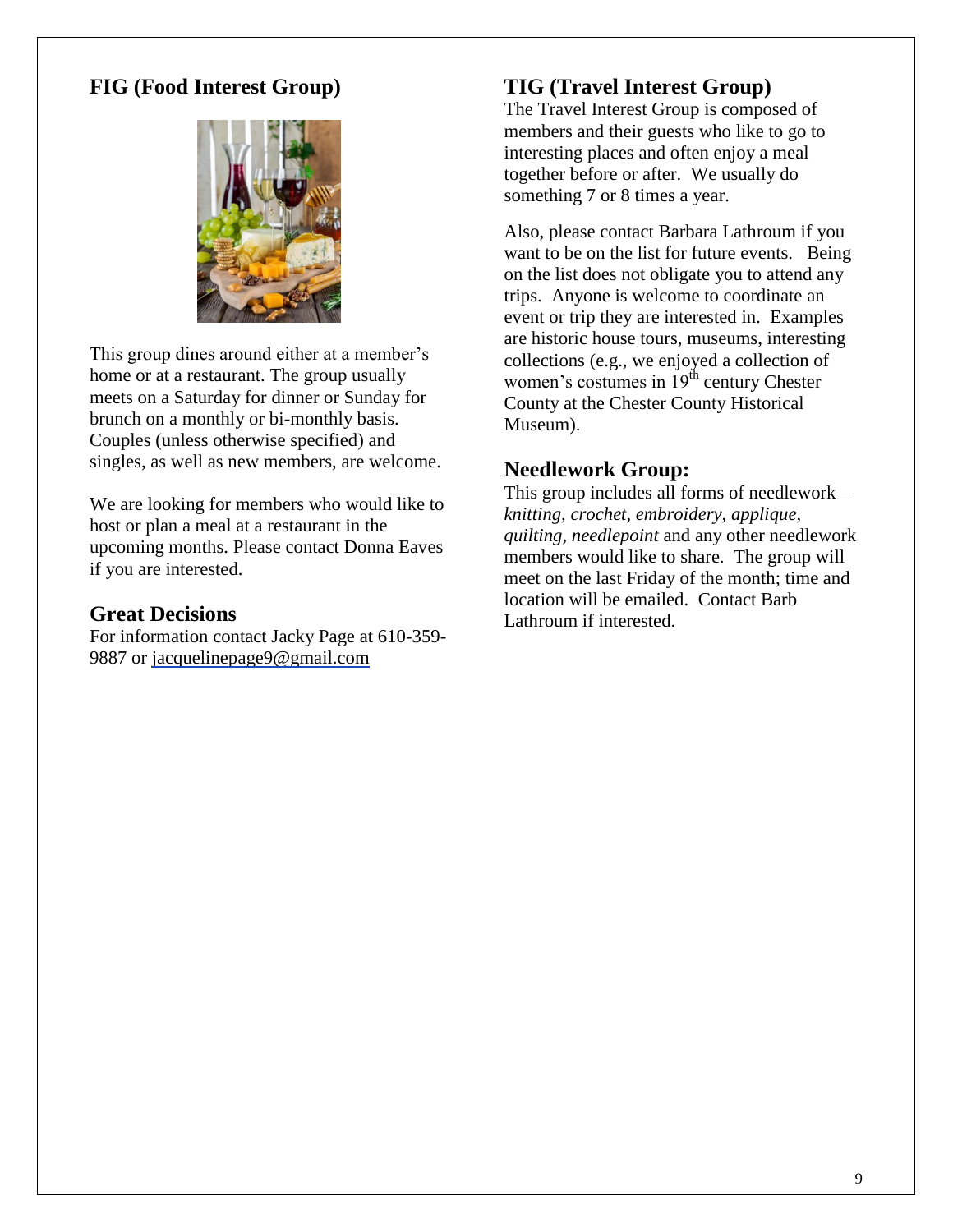## FIG (Food Interest Group)

This group dines around either at a member's home or at a restaurant. The group usually meets on a Saturday for dinner or Sunday for brunch on a monthly or bi-monthly basis. Couples (unless otherwise specified) and singles, as well as new members, are welcome.

We are looking for members who would like to host or plan a meal at a restaurant in the upcoming months. Please contact Donna Eaves if you are interested.

## Great Decisions

For information contact Jacky Page at 610-359-9887 or jacquelinepage9@gmail.com

## TIG (Travel Interest Group)

The Travel Interest Group is composed of members and their guests who like to go to interesting places and often enjoy a meal together before or after. We usually do something 7 or 8 times a year.

Also, please contact Barbara Lathroum if you want to be on the list for future events. Being on the list does not obligate you to attend any trips. Anyone is welcome to coordinate an event or trip they are interested in. Examples are historic house tours, museums, interesting collections (e.g., we enjoyed a collection of women's costumes in 19th century Chester County at the Chester County Historical Museum).

## Needlework Group:

This group includes all forms of needlework – *knitting, crochet, embroidery, applique, quilting, needlepoint* and any other needlework members would like to share. The group will meet on the last Friday of the month; time and location will be emailed. Contact Barb Lathroum if interested.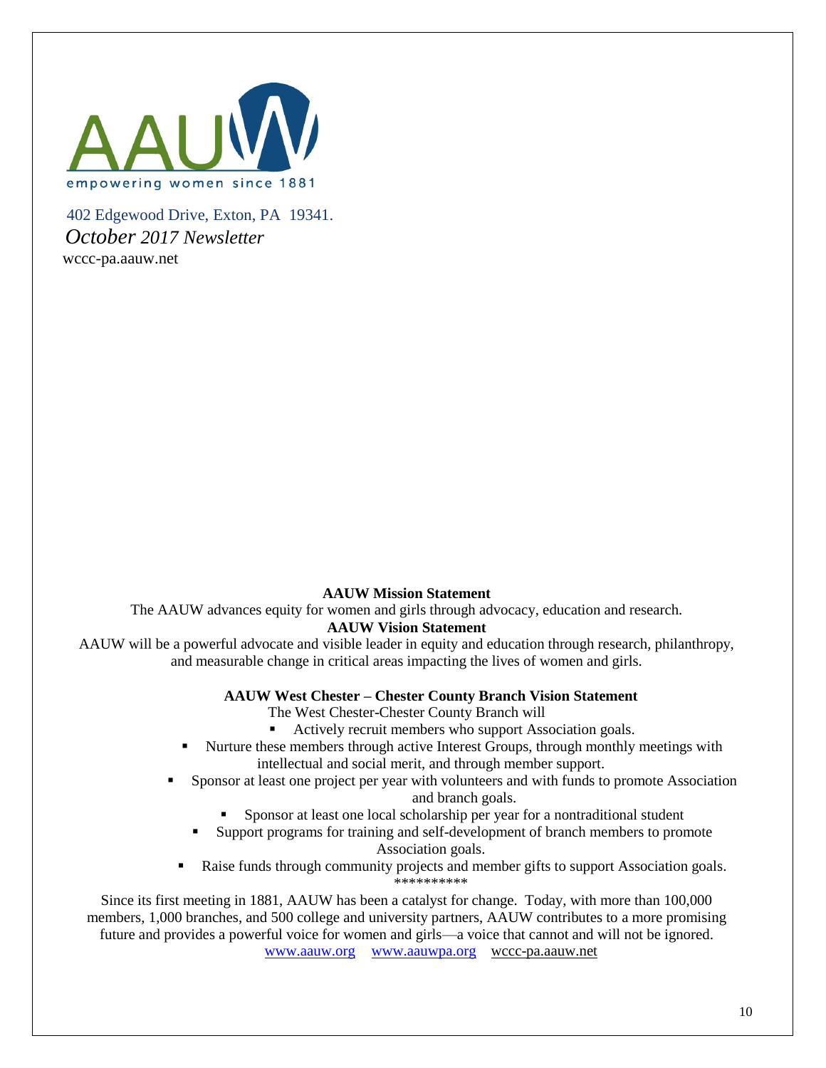AAUW

empowering women since 1881

402 Edgewood Drive, Exton, PA 19341.

*October 2017 Newsletter*

wccc-pa.aauw.net

**AAUW Mission Statement**

The AAUW advances equity for women and girls through advocacy, education and research.

**AAUW Vision Statement**

AAUW will be a powerful advocate and visible leader in equity and education through research, philanthropy, and measurable change in critical areas impacting the lives of women and girls.

**AAUW West Chester – Chester County Branch Vision Statement**

The West Chester-Chester County Branch will

- Actively recruit members who support Association goals.
- Nurture these members through active Interest Groups, through monthly meetings with intellectual and social merit, and through member support.
- Sponsor at least one project per year with volunteers and with funds to promote Association and branch goals.
- Sponsor at least one local scholarship per year for a nontraditional student
- Support programs for training and self-development of branch members to promote Association goals.
- Raise funds through community projects and member gifts to support Association goals.

**********

Since its first meeting in 1881, AAUW has been a catalyst for change. Today, with more than 100,000 members, 1,000 branches, and 500 college and university partners, AAUW contributes to a more promising future and provides a powerful voice for women and girls—a voice that cannot and will not be ignored.

www.aauw.org www.aauwpa.org wccc-pa.aauw.net